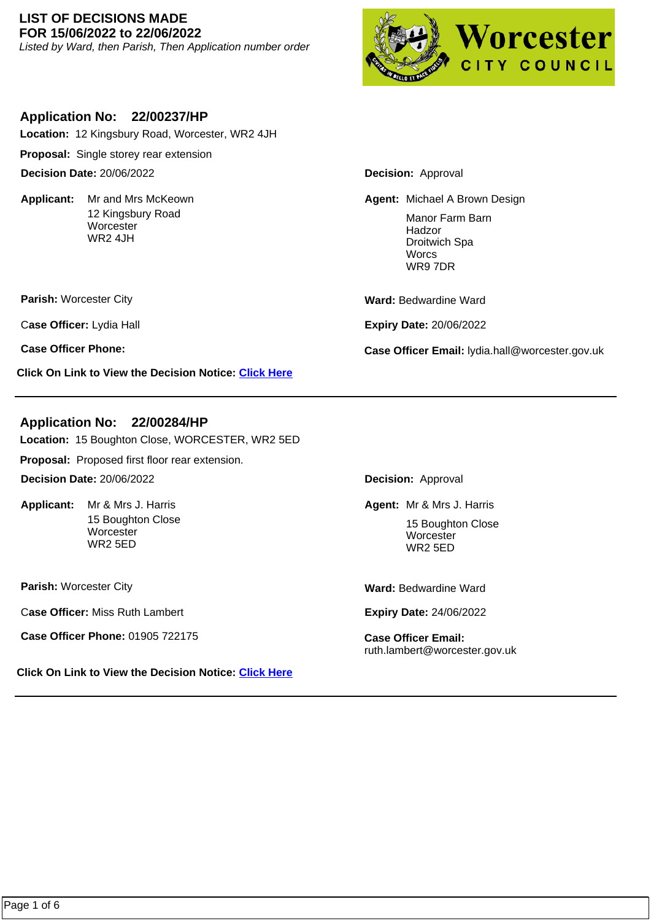# LIST OF DECISIONS MADE
# FOR 15/06/2022 to 22/06/2022

*Listed by Ward, then Parish, Then Application number order*

Worcester CITY COUNCIL

## Application No: 22/00237/HP

**Location:** 12 Kingsbury Road, Worcester, WR2 4JH

**Proposal:** Single storey rear extension

**Decision Date:** 20/06/2022

**Decision:** Approval

**Applicant:** Mr and Mrs McKeown
12 Kingsbury Road
Worcester
WR2 4JH

**Agent:** Michael A Brown Design
Manor Farm Barn
Hadzor
Droitwich Spa
Worcs
WR9 7DR

**Parish:** Worcester City

**Ward:** Bedwardine Ward

**Case Officer:** Lydia Hall

**Expiry Date:** 20/06/2022

**Case Officer Phone:**

**Case Officer Email:** lydia.hall@worcester.gov.uk

**Click On Link to View the Decision Notice:** Click Here

---

## Application No: 22/00284/HP

**Location:** 15 Boughton Close, WORCESTER, WR2 5ED

**Proposal:** Proposed first floor rear extension.

**Decision Date:** 20/06/2022

**Decision:** Approval

**Applicant:** Mr & Mrs J. Harris
15 Boughton Close
Worcester
WR2 5ED

**Agent:** Mr & Mrs J. Harris
15 Boughton Close
Worcester
WR2 5ED

**Parish:** Worcester City

**Ward:** Bedwardine Ward

**Case Officer:** Miss Ruth Lambert

**Expiry Date:** 24/06/2022

**Case Officer Phone:** 01905 722175

**Case Officer Email:** ruth.lambert@worcester.gov.uk

**Click On Link to View the Decision Notice:** Click Here

---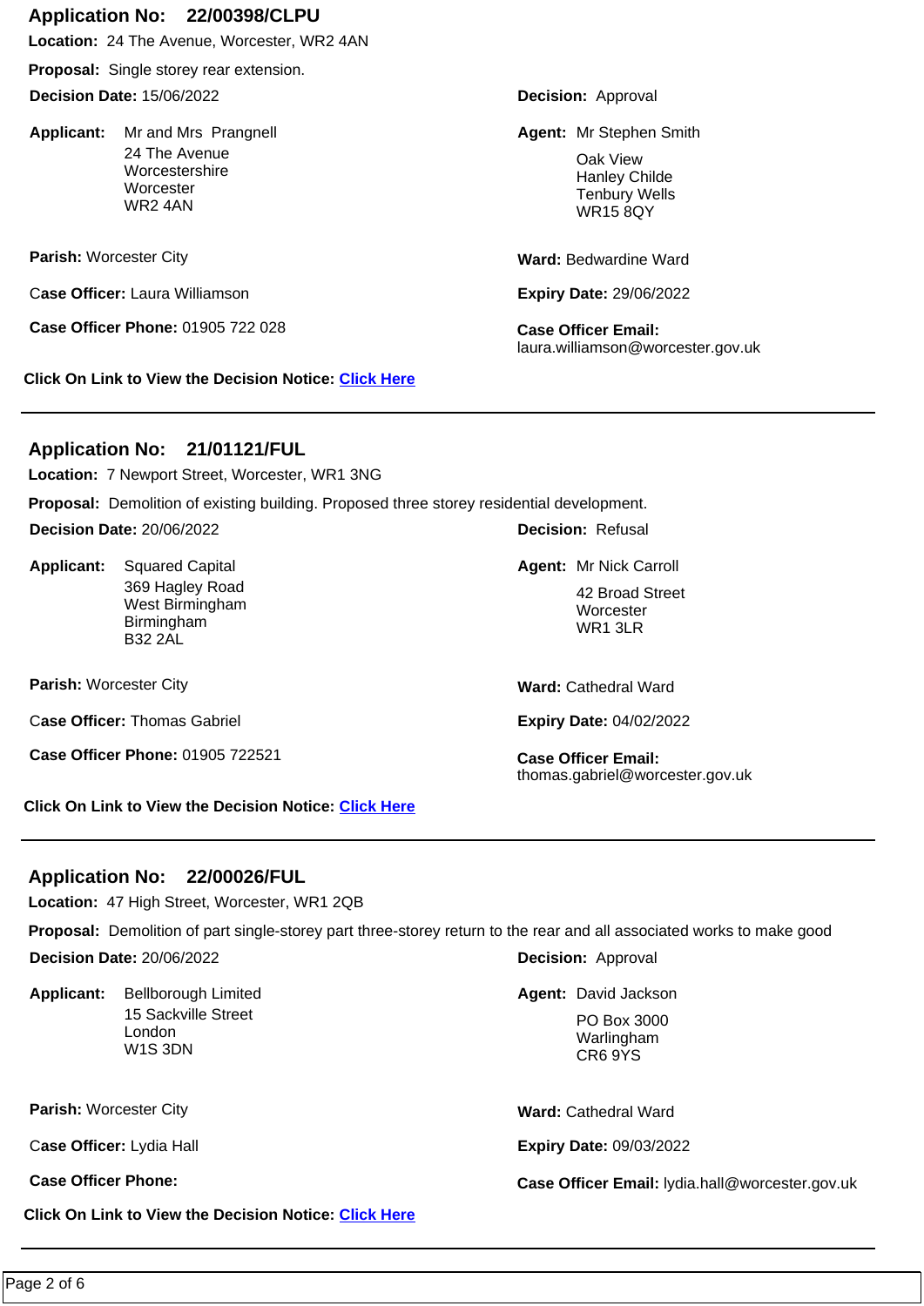## Application No: 22/00398/CLPU

**Location:** 24 The Avenue, Worcester, WR2 4AN

**Proposal:** Single storey rear extension.

**Decision Date:** 15/06/2022

**Decision:** Approval

**Applicant:** Mr and Mrs Prangnell
24 The Avenue
Worcestershire
Worcester
WR2 4AN

**Agent:** Mr Stephen Smith
Oak View
Hanley Childe
Tenbury Wells
WR15 8QY

**Parish:** Worcester City

**Ward:** Bedwardine Ward

**Case Officer:** Laura Williamson

**Expiry Date:** 29/06/2022

**Case Officer Phone:** 01905 722 028

**Case Officer Email:** laura.williamson@worcester.gov.uk

**Click On Link to View the Decision Notice:** Click Here

---

## Application No: 21/01121/FUL

**Location:** 7 Newport Street, Worcester, WR1 3NG

**Proposal:** Demolition of existing building. Proposed three storey residential development.

**Decision Date:** 20/06/2022

**Decision:** Refusal

**Applicant:** Squared Capital
369 Hagley Road
West Birmingham
Birmingham
B32 2AL

**Agent:** Mr Nick Carroll
42 Broad Street
Worcester
WR1 3LR

**Parish:** Worcester City

**Ward:** Cathedral Ward

**Case Officer:** Thomas Gabriel

**Expiry Date:** 04/02/2022

**Case Officer Phone:** 01905 722521

**Case Officer Email:** thomas.gabriel@worcester.gov.uk

**Click On Link to View the Decision Notice:** Click Here

---

## Application No: 22/00026/FUL

**Location:** 47 High Street, Worcester, WR1 2QB

**Proposal:** Demolition of part single-storey part three-storey return to the rear and all associated works to make good

**Decision Date:** 20/06/2022

**Decision:** Approval

**Applicant:** Bellborough Limited
15 Sackville Street
London
W1S 3DN

**Agent:** David Jackson
PO Box 3000
Warlingham
CR6 9YS

**Parish:** Worcester City

**Ward:** Cathedral Ward

**Case Officer:** Lydia Hall

**Expiry Date:** 09/03/2022

**Case Officer Phone:**

**Case Officer Email:** lydia.hall@worcester.gov.uk

**Click On Link to View the Decision Notice:** Click Here

---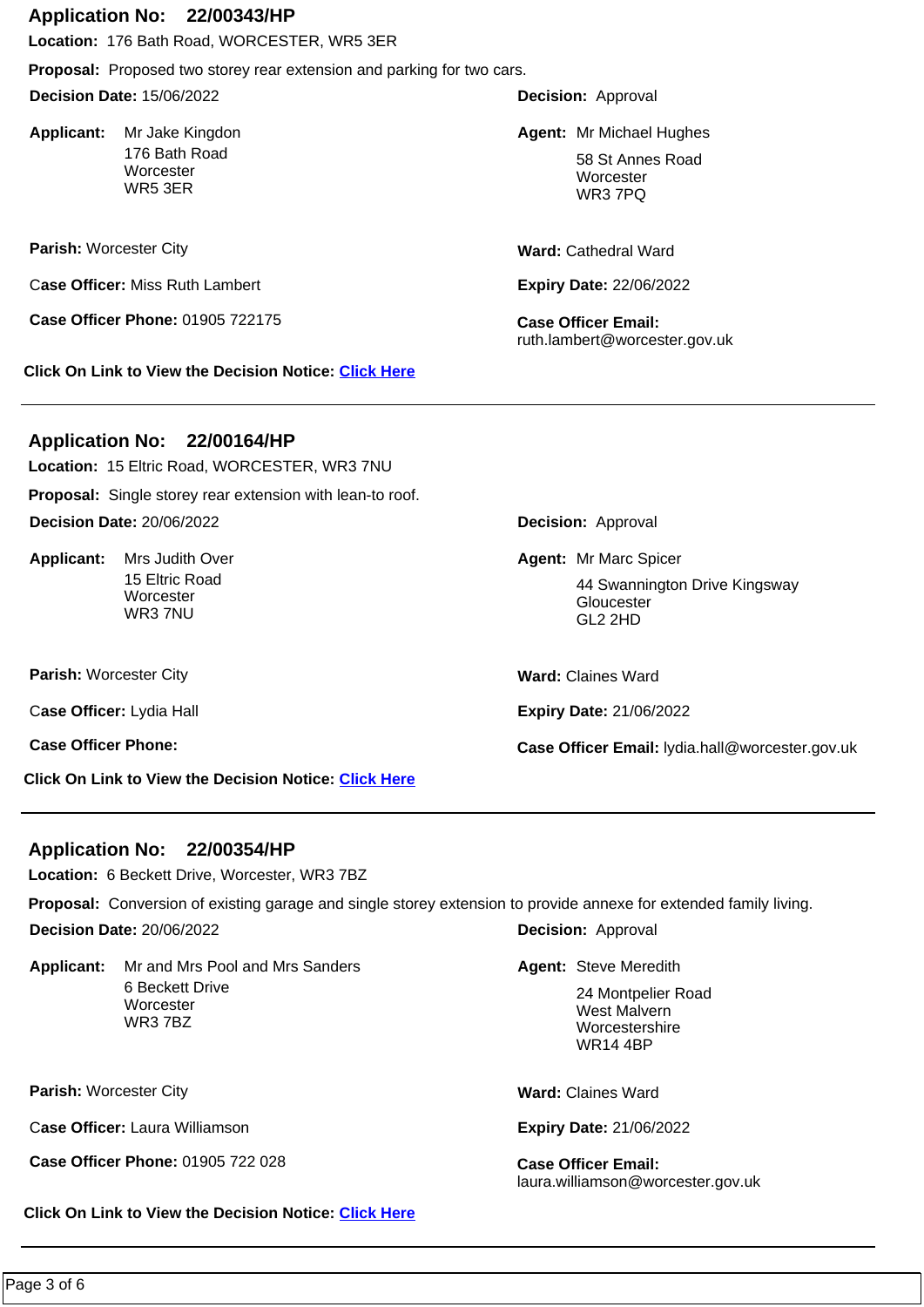## Application No: 22/00343/HP

**Location:** 176 Bath Road, WORCESTER, WR5 3ER

**Proposal:** Proposed two storey rear extension and parking for two cars.

**Decision Date:** 15/06/2022

**Decision:** Approval

**Applicant:** Mr Jake Kingdon
176 Bath Road
Worcester
WR5 3ER

**Agent:** Mr Michael Hughes
58 St Annes Road
Worcester
WR3 7PQ

**Parish:** Worcester City

**Ward:** Cathedral Ward

**Case Officer:** Miss Ruth Lambert

**Expiry Date:** 22/06/2022

**Case Officer Phone:** 01905 722175

**Case Officer Email:** ruth.lambert@worcester.gov.uk

**Click On Link to View the Decision Notice:** Click Here

---

## Application No: 22/00164/HP

**Location:** 15 Eltric Road, WORCESTER, WR3 7NU

**Proposal:** Single storey rear extension with lean-to roof.

**Decision Date:** 20/06/2022

**Decision:** Approval

**Applicant:** Mrs Judith Over
15 Eltric Road
Worcester
WR3 7NU

**Agent:** Mr Marc Spicer
44 Swannington Drive Kingsway
Gloucester
GL2 2HD

**Parish:** Worcester City

**Ward:** Claines Ward

**Case Officer:** Lydia Hall

**Expiry Date:** 21/06/2022

**Case Officer Phone:**

**Case Officer Email:** lydia.hall@worcester.gov.uk

**Click On Link to View the Decision Notice:** Click Here

---

## Application No: 22/00354/HP

**Location:** 6 Beckett Drive, Worcester, WR3 7BZ

**Proposal:** Conversion of existing garage and single storey extension to provide annexe for extended family living.

**Decision Date:** 20/06/2022

**Decision:** Approval

**Applicant:** Mr and Mrs Pool and Mrs Sanders
6 Beckett Drive
Worcester
WR3 7BZ

**Agent:** Steve Meredith
24 Montpelier Road
West Malvern
Worcestershire
WR14 4BP

**Parish:** Worcester City

**Ward:** Claines Ward

**Case Officer:** Laura Williamson

**Expiry Date:** 21/06/2022

**Case Officer Phone:** 01905 722 028

**Case Officer Email:** laura.williamson@worcester.gov.uk

**Click On Link to View the Decision Notice:** Click Here

---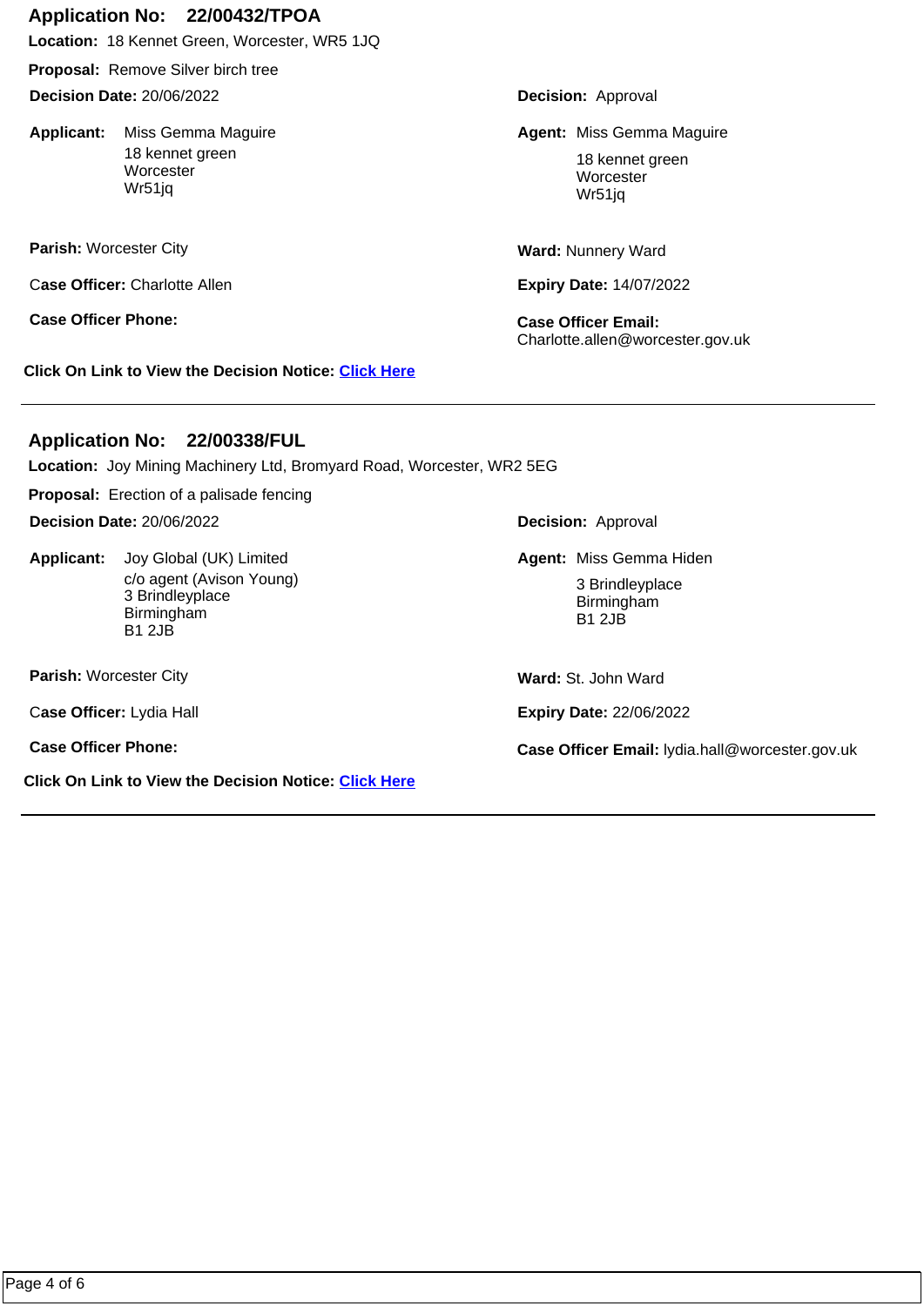## Application No: 22/00432/TPOA

**Location:** 18 Kennet Green, Worcester, WR5 1JQ

**Proposal:** Remove Silver birch tree

**Decision Date:** 20/06/2022

**Decision:** Approval

**Applicant:** Miss Gemma Maguire
18 kennet green
Worcester
Wr51jq

**Agent:** Miss Gemma Maguire
18 kennet green
Worcester
Wr51jq

**Parish:** Worcester City

**Ward:** Nunnery Ward

**Case Officer:** Charlotte Allen

**Expiry Date:** 14/07/2022

**Case Officer Phone:**

**Case Officer Email:** Charlotte.allen@worcester.gov.uk

**Click On Link to View the Decision Notice:** Click Here

---

## Application No: 22/00338/FUL

**Location:** Joy Mining Machinery Ltd, Bromyard Road, Worcester, WR2 5EG

**Proposal:** Erection of a palisade fencing

**Decision Date:** 20/06/2022

**Decision:** Approval

**Applicant:** Joy Global (UK) Limited
c/o agent (Avison Young)
3 Brindleyplace
Birmingham
B1 2JB

**Agent:** Miss Gemma Hiden
3 Brindleyplace
Birmingham
B1 2JB

**Parish:** Worcester City

**Ward:** St. John Ward

**Case Officer:** Lydia Hall

**Expiry Date:** 22/06/2022

**Case Officer Phone:**

**Case Officer Email:** lydia.hall@worcester.gov.uk

**Click On Link to View the Decision Notice:** Click Here

---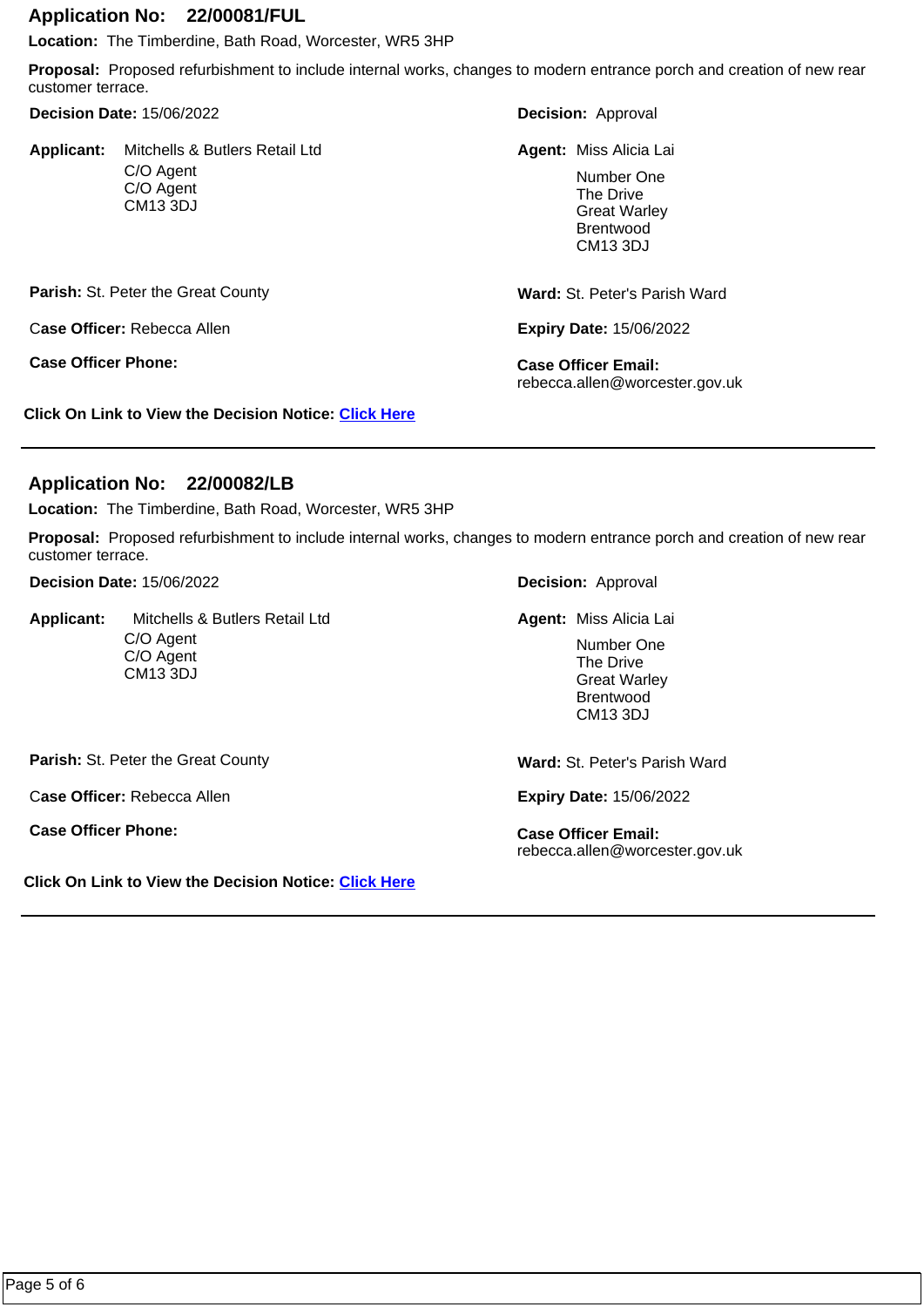## Application No: 22/00081/FUL

**Location:** The Timberdine, Bath Road, Worcester, WR5 3HP

**Proposal:** Proposed refurbishment to include internal works, changes to modern entrance porch and creation of new rear customer terrace.

**Decision Date:** 15/06/2022

**Decision:** Approval

**Applicant:** Mitchells & Butlers Retail Ltd
C/O Agent
C/O Agent
CM13 3DJ

**Agent:** Miss Alicia Lai
Number One
The Drive
Great Warley
Brentwood
CM13 3DJ

**Parish:** St. Peter the Great County

**Ward:** St. Peter's Parish Ward

**Case Officer:** Rebecca Allen

**Expiry Date:** 15/06/2022

**Case Officer Phone:**

**Case Officer Email:** rebecca.allen@worcester.gov.uk

**Click On Link to View the Decision Notice:** Click Here

---

## Application No: 22/00082/LB

**Location:** The Timberdine, Bath Road, Worcester, WR5 3HP

**Proposal:** Proposed refurbishment to include internal works, changes to modern entrance porch and creation of new rear customer terrace.

**Decision Date:** 15/06/2022

**Decision:** Approval

**Applicant:** Mitchells & Butlers Retail Ltd
C/O Agent
C/O Agent
CM13 3DJ

**Agent:** Miss Alicia Lai
Number One
The Drive
Great Warley
Brentwood
CM13 3DJ

**Parish:** St. Peter the Great County

**Ward:** St. Peter's Parish Ward

**Case Officer:** Rebecca Allen

**Expiry Date:** 15/06/2022

**Case Officer Phone:**

**Case Officer Email:** rebecca.allen@worcester.gov.uk

**Click On Link to View the Decision Notice:** Click Here

---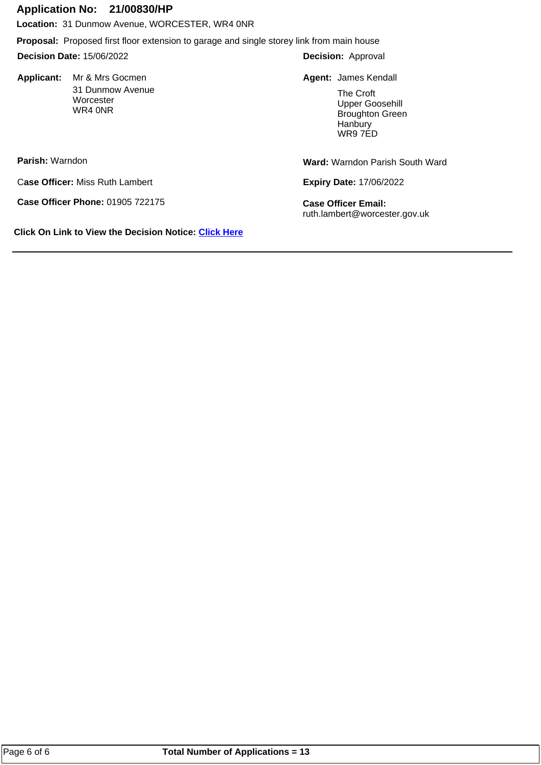## Application No: 21/00830/HP

**Location:** 31 Dunmow Avenue, WORCESTER, WR4 0NR

**Proposal:** Proposed first floor extension to garage and single storey link from main house

**Decision Date:** 15/06/2022

**Decision:** Approval

**Applicant:** Mr & Mrs Gocmen
31 Dunmow Avenue
Worcester
WR4 0NR

**Agent:** James Kendall
The Croft
Upper Goosehill
Broughton Green
Hanbury
WR9 7ED

**Parish:** Warndon

**Ward:** Warndon Parish South Ward

**Case Officer:** Miss Ruth Lambert

**Expiry Date:** 17/06/2022

**Case Officer Phone:** 01905 722175

**Case Officer Email:** ruth.lambert@worcester.gov.uk

**Click On Link to View the Decision Notice: Click Here**

---

**Total Number of Applications = 13**